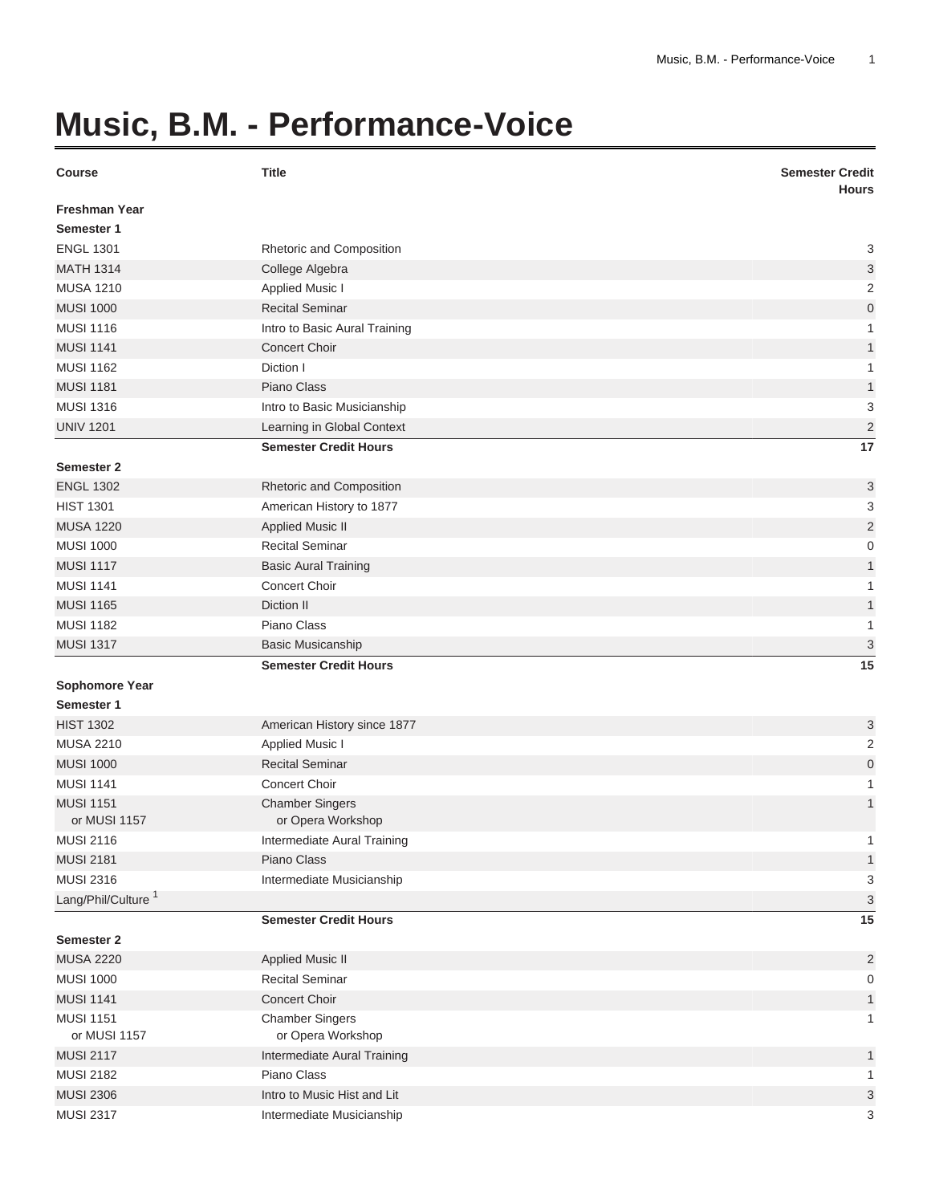# Music, B.M. - Performance-Voice

| Course | Title | Semester Credit Hours |
|---|---|---|
| **Freshman Year** | | |
| **Semester 1** | | |
| ENGL 1301 | Rhetoric and Composition | 3 |
| MATH 1314 | College Algebra | 3 |
| MUSA 1210 | Applied Music I | 2 |
| MUSI 1000 | Recital Seminar | 0 |
| MUSI 1116 | Intro to Basic Aural Training | 1 |
| MUSI 1141 | Concert Choir | 1 |
| MUSI 1162 | Diction I | 1 |
| MUSI 1181 | Piano Class | 1 |
| MUSI 1316 | Intro to Basic Musicianship | 3 |
| UNIV 1201 | Learning in Global Context | 2 |
| | **Semester Credit Hours** | **17** |
| **Semester 2** | | |
| ENGL 1302 | Rhetoric and Composition | 3 |
| HIST 1301 | American History to 1877 | 3 |
| MUSA 1220 | Applied Music II | 2 |
| MUSI 1000 | Recital Seminar | 0 |
| MUSI 1117 | Basic Aural Training | 1 |
| MUSI 1141 | Concert Choir | 1 |
| MUSI 1165 | Diction II | 1 |
| MUSI 1182 | Piano Class | 1 |
| MUSI 1317 | Basic Musicanship | 3 |
| | **Semester Credit Hours** | **15** |
| **Sophomore Year** | | |
| **Semester 1** | | |
| HIST 1302 | American History since 1877 | 3 |
| MUSA 2210 | Applied Music I | 2 |
| MUSI 1000 | Recital Seminar | 0 |
| MUSI 1141 | Concert Choir | 1 |
| MUSI 1151 or MUSI 1157 | Chamber Singers or Opera Workshop | 1 |
| MUSI 2116 | Intermediate Aural Training | 1 |
| MUSI 2181 | Piano Class | 1 |
| MUSI 2316 | Intermediate Musicianship | 3 |
| Lang/Phil/Culture [1] | | 3 |
| | **Semester Credit Hours** | **15** |
| **Semester 2** | | |
| MUSA 2220 | Applied Music II | 2 |
| MUSI 1000 | Recital Seminar | 0 |
| MUSI 1141 | Concert Choir | 1 |
| MUSI 1151 or MUSI 1157 | Chamber Singers or Opera Workshop | 1 |
| MUSI 2117 | Intermediate Aural Training | 1 |
| MUSI 2182 | Piano Class | 1 |
| MUSI 2306 | Intro to Music Hist and Lit | 3 |
| MUSI 2317 | Intermediate Musicianship | 3 |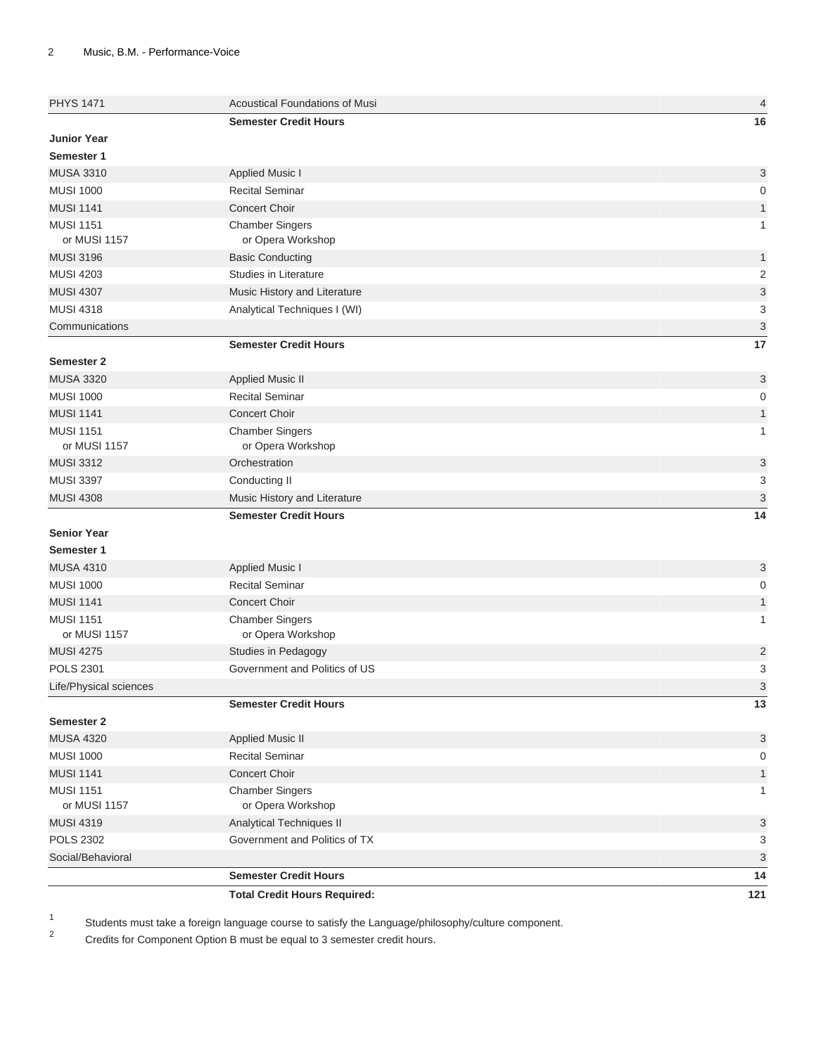| | | |
|---|---|---|
| PHYS 1471 | Acoustical Foundations of Musi | 4 |
| | **Semester Credit Hours** | **16** |
| **Junior Year** | | |
| **Semester 1** | | |
| MUSA 3310 | Applied Music I | 3 |
| MUSI 1000 | Recital Seminar | 0 |
| MUSI 1141 | Concert Choir | 1 |
| MUSI 1151 or MUSI 1157 | Chamber Singers or Opera Workshop | 1 |
| MUSI 3196 | Basic Conducting | 1 |
| MUSI 4203 | Studies in Literature | 2 |
| MUSI 4307 | Music History and Literature | 3 |
| MUSI 4318 | Analytical Techniques I (WI) | 3 |
| Communications | | 3 |
| | **Semester Credit Hours** | **17** |
| **Semester 2** | | |
| MUSA 3320 | Applied Music II | 3 |
| MUSI 1000 | Recital Seminar | 0 |
| MUSI 1141 | Concert Choir | 1 |
| MUSI 1151 or MUSI 1157 | Chamber Singers or Opera Workshop | 1 |
| MUSI 3312 | Orchestration | 3 |
| MUSI 3397 | Conducting II | 3 |
| MUSI 4308 | Music History and Literature | 3 |
| | **Semester Credit Hours** | **14** |
| **Senior Year** | | |
| **Semester 1** | | |
| MUSA 4310 | Applied Music I | 3 |
| MUSI 1000 | Recital Seminar | 0 |
| MUSI 1141 | Concert Choir | 1 |
| MUSI 1151 or MUSI 1157 | Chamber Singers or Opera Workshop | 1 |
| MUSI 4275 | Studies in Pedagogy | 2 |
| POLS 2301 | Government and Politics of US | 3 |
| Life/Physical sciences | | 3 |
| | **Semester Credit Hours** | **13** |
| **Semester 2** | | |
| MUSA 4320 | Applied Music II | 3 |
| MUSI 1000 | Recital Seminar | 0 |
| MUSI 1141 | Concert Choir | 1 |
| MUSI 1151 or MUSI 1157 | Chamber Singers or Opera Workshop | 1 |
| MUSI 4319 | Analytical Techniques II | 3 |
| POLS 2302 | Government and Politics of TX | 3 |
| Social/Behavioral | | 3 |
| | **Semester Credit Hours** | **14** |
| | **Total Credit Hours Required:** | **121** |

[1] Students must take a foreign language course to satisfy the Language/philosophy/culture component.

[2] Credits for Component Option B must be equal to 3 semester credit hours.